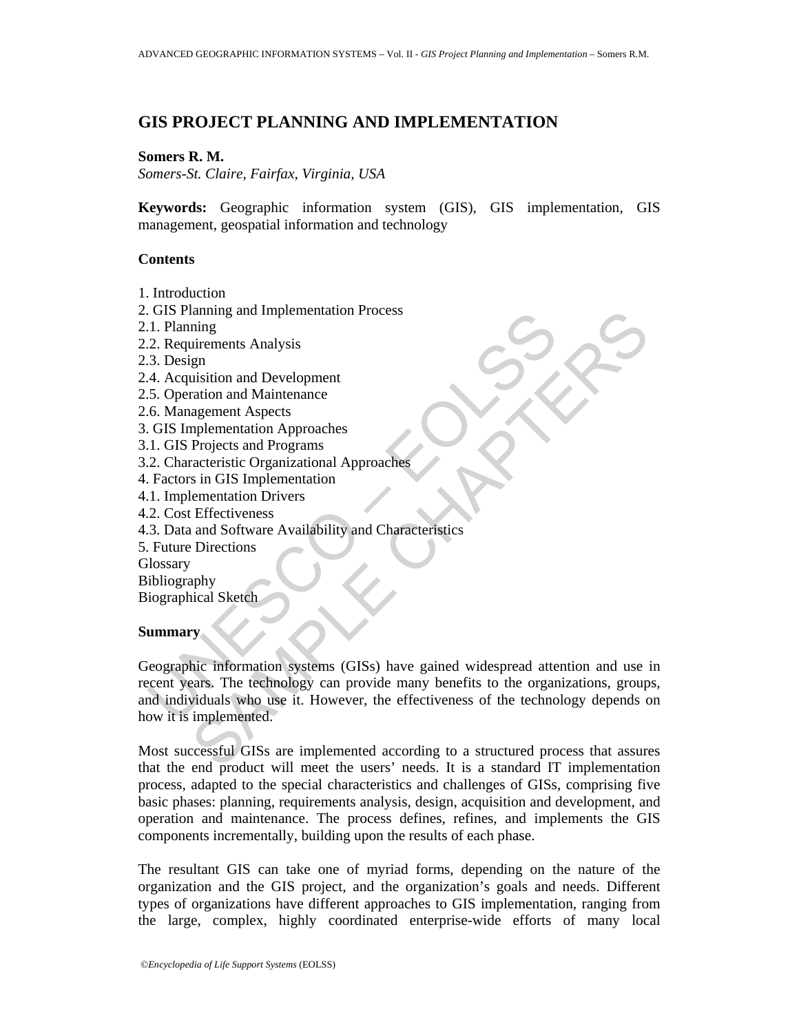# GIS PROJECT PLANNING AND IMPLEMENTATION

**Somers R. M.**
*Somers-St. Claire, Fairfax, Virginia, USA*

**Keywords:** Geographic information system (GIS), GIS implementation, GIS management, geospatial information and technology

## Contents

1. Introduction
2. GIS Planning and Implementation Process
2.1. Planning
2.2. Requirements Analysis
2.3. Design
2.4. Acquisition and Development
2.5. Operation and Maintenance
2.6. Management Aspects
3. GIS Implementation Approaches
3.1. GIS Projects and Programs
3.2. Characteristic Organizational Approaches
4. Factors in GIS Implementation
4.1. Implementation Drivers
4.2. Cost Effectiveness
4.3. Data and Software Availability and Characteristics
5. Future Directions
Glossary
Bibliography
Biographical Sketch

## Summary

Geographic information systems (GISs) have gained widespread attention and use in recent years. The technology can provide many benefits to the organizations, groups, and individuals who use it. However, the effectiveness of the technology depends on how it is implemented.

Most successful GISs are implemented according to a structured process that assures that the end product will meet the users' needs. It is a standard IT implementation process, adapted to the special characteristics and challenges of GISs, comprising five basic phases: planning, requirements analysis, design, acquisition and development, and operation and maintenance. The process defines, refines, and implements the GIS components incrementally, building upon the results of each phase.

The resultant GIS can take one of myriad forms, depending on the nature of the organization and the GIS project, and the organization's goals and needs. Different types of organizations have different approaches to GIS implementation, ranging from the large, complex, highly coordinated enterprise-wide efforts of many local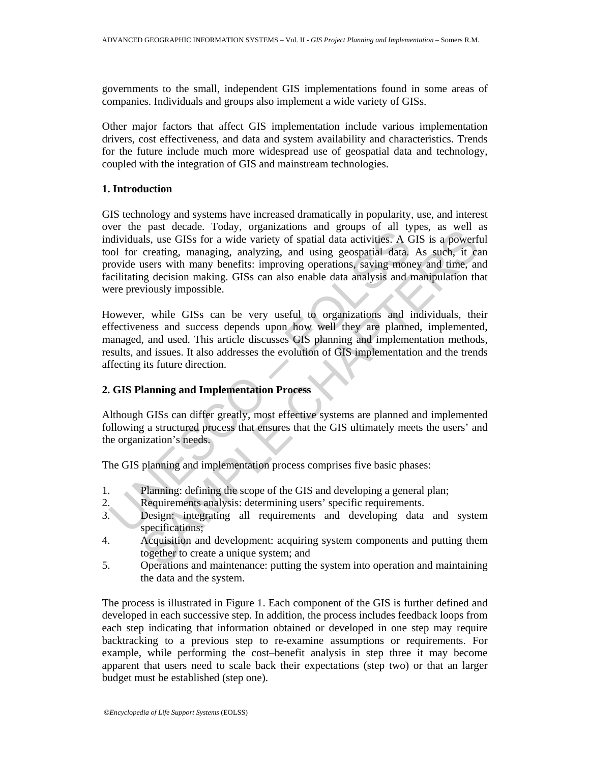governments to the small, independent GIS implementations found in some areas of companies. Individuals and groups also implement a wide variety of GISs.

Other major factors that affect GIS implementation include various implementation drivers, cost effectiveness, and data and system availability and characteristics. Trends for the future include much more widespread use of geospatial data and technology, coupled with the integration of GIS and mainstream technologies.

## 1. Introduction

GIS technology and systems have increased dramatically in popularity, use, and interest over the past decade. Today, organizations and groups of all types, as well as individuals, use GISs for a wide variety of spatial data activities. A GIS is a powerful tool for creating, managing, analyzing, and using geospatial data. As such, it can provide users with many benefits: improving operations, saving money and time, and facilitating decision making. GISs can also enable data analysis and manipulation that were previously impossible.

However, while GISs can be very useful to organizations and individuals, their effectiveness and success depends upon how well they are planned, implemented, managed, and used. This article discusses GIS planning and implementation methods, results, and issues. It also addresses the evolution of GIS implementation and the trends affecting its future direction.

## 2. GIS Planning and Implementation Process

Although GISs can differ greatly, most effective systems are planned and implemented following a structured process that ensures that the GIS ultimately meets the users' and the organization's needs.

The GIS planning and implementation process comprises five basic phases:

1. Planning: defining the scope of the GIS and developing a general plan;
2. Requirements analysis: determining users' specific requirements.
3. Design: integrating all requirements and developing data and system specifications;
4. Acquisition and development: acquiring system components and putting them together to create a unique system; and
5. Operations and maintenance: putting the system into operation and maintaining the data and the system.

The process is illustrated in Figure 1. Each component of the GIS is further defined and developed in each successive step. In addition, the process includes feedback loops from each step indicating that information obtained or developed in one step may require backtracking to a previous step to re-examine assumptions or requirements. For example, while performing the cost–benefit analysis in step three it may become apparent that users need to scale back their expectations (step two) or that an larger budget must be established (step one).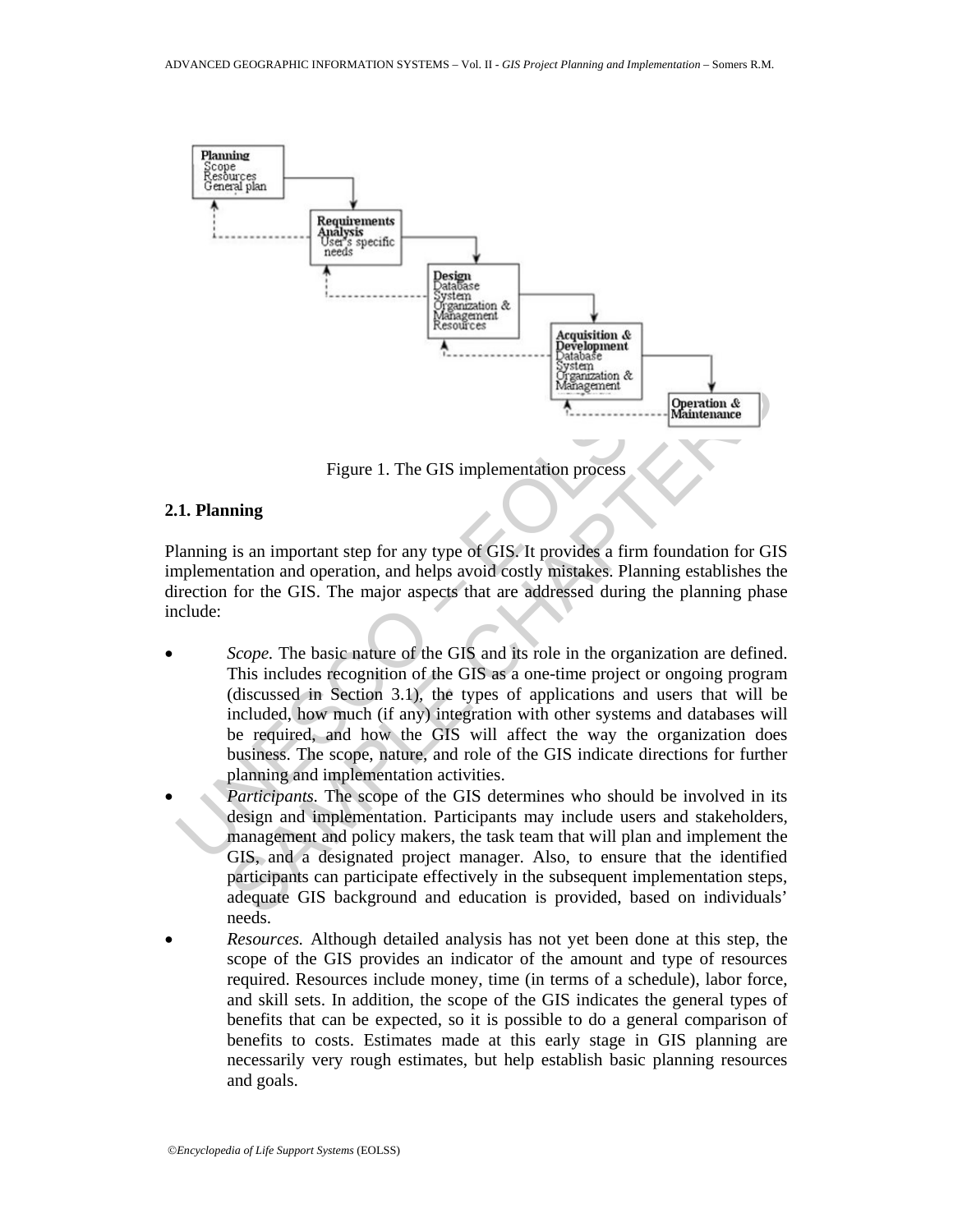Figure 1. The GIS implementation process

## 2.1. Planning

Planning is an important step for any type of GIS. It provides a firm foundation for GIS implementation and operation, and helps avoid costly mistakes. Planning establishes the direction for the GIS. The major aspects that are addressed during the planning phase include:

- *Scope.* The basic nature of the GIS and its role in the organization are defined. This includes recognition of the GIS as a one-time project or ongoing program (discussed in Section 3.1), the types of applications and users that will be included, how much (if any) integration with other systems and databases will be required, and how the GIS will affect the way the organization does business. The scope, nature, and role of the GIS indicate directions for further planning and implementation activities.
- *Participants.* The scope of the GIS determines who should be involved in its design and implementation. Participants may include users and stakeholders, management and policy makers, the task team that will plan and implement the GIS, and a designated project manager. Also, to ensure that the identified participants can participate effectively in the subsequent implementation steps, adequate GIS background and education is provided, based on individuals' needs.
- *Resources.* Although detailed analysis has not yet been done at this step, the scope of the GIS provides an indicator of the amount and type of resources required. Resources include money, time (in terms of a schedule), labor force, and skill sets. In addition, the scope of the GIS indicates the general types of benefits that can be expected, so it is possible to do a general comparison of benefits to costs. Estimates made at this early stage in GIS planning are necessarily very rough estimates, but help establish basic planning resources and goals.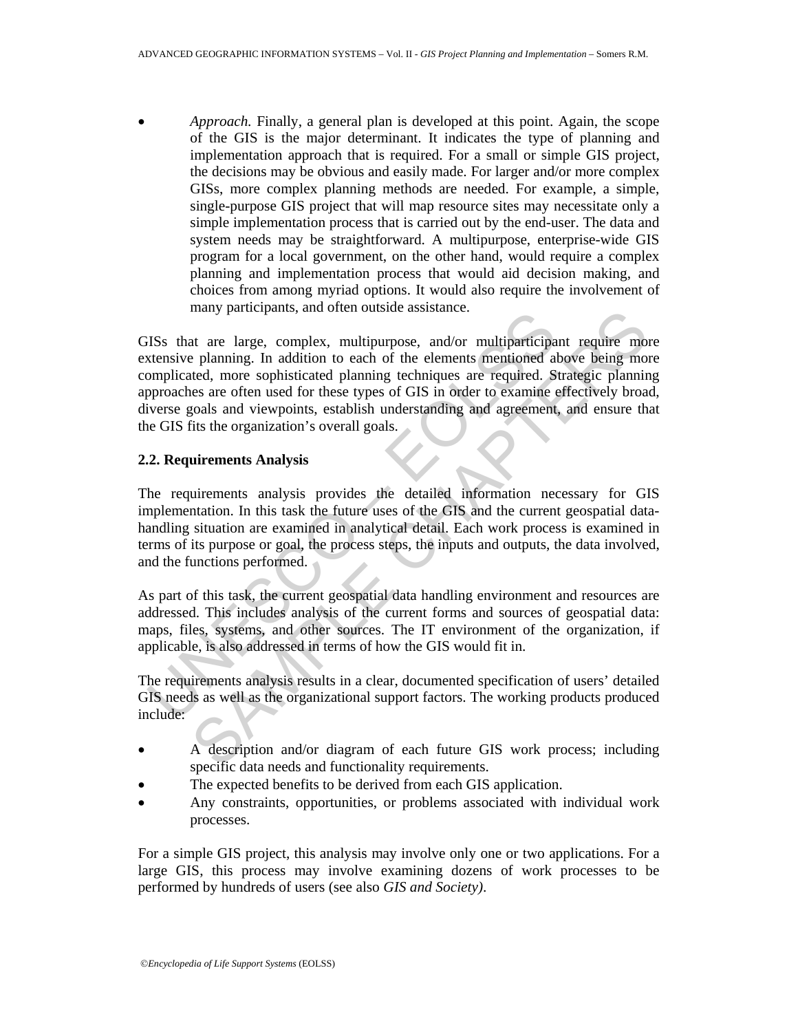- *Approach.* Finally, a general plan is developed at this point. Again, the scope of the GIS is the major determinant. It indicates the type of planning and implementation approach that is required. For a small or simple GIS project, the decisions may be obvious and easily made. For larger and/or more complex GISs, more complex planning methods are needed. For example, a simple, single-purpose GIS project that will map resource sites may necessitate only a simple implementation process that is carried out by the end-user. The data and system needs may be straightforward. A multipurpose, enterprise-wide GIS program for a local government, on the other hand, would require a complex planning and implementation process that would aid decision making, and choices from among myriad options. It would also require the involvement of many participants, and often outside assistance.

GISs that are large, complex, multipurpose, and/or multiparticipant require more extensive planning. In addition to each of the elements mentioned above being more complicated, more sophisticated planning techniques are required. Strategic planning approaches are often used for these types of GIS in order to examine effectively broad, diverse goals and viewpoints, establish understanding and agreement, and ensure that the GIS fits the organization's overall goals.

### 2.2. Requirements Analysis

The requirements analysis provides the detailed information necessary for GIS implementation. In this task the future uses of the GIS and the current geospatial data-handling situation are examined in analytical detail. Each work process is examined in terms of its purpose or goal, the process steps, the inputs and outputs, the data involved, and the functions performed.

As part of this task, the current geospatial data handling environment and resources are addressed. This includes analysis of the current forms and sources of geospatial data: maps, files, systems, and other sources. The IT environment of the organization, if applicable, is also addressed in terms of how the GIS would fit in.

The requirements analysis results in a clear, documented specification of users' detailed GIS needs as well as the organizational support factors. The working products produced include:

- A description and/or diagram of each future GIS work process; including specific data needs and functionality requirements.
- The expected benefits to be derived from each GIS application.
- Any constraints, opportunities, or problems associated with individual work processes.

For a simple GIS project, this analysis may involve only one or two applications. For a large GIS, this process may involve examining dozens of work processes to be performed by hundreds of users (see also *GIS and Society).*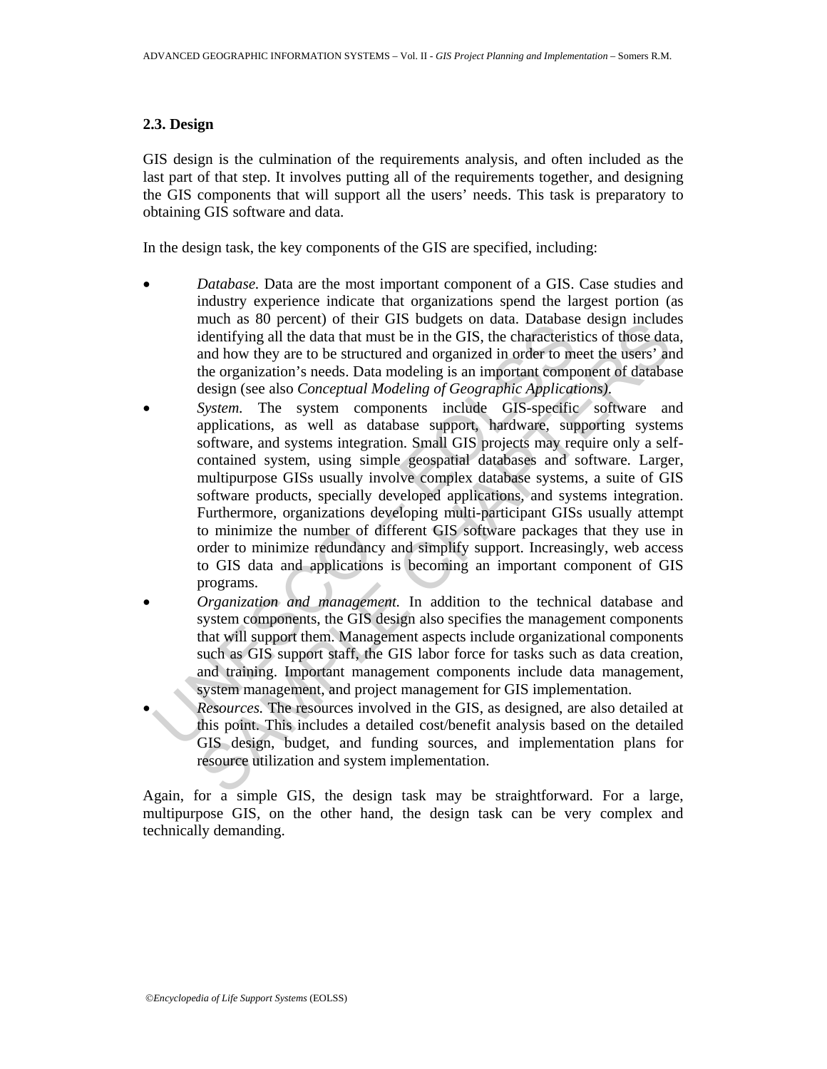### 2.3. Design

GIS design is the culmination of the requirements analysis, and often included as the last part of that step. It involves putting all of the requirements together, and designing the GIS components that will support all the users' needs. This task is preparatory to obtaining GIS software and data.

In the design task, the key components of the GIS are specified, including:

- *Database.* Data are the most important component of a GIS. Case studies and industry experience indicate that organizations spend the largest portion (as much as 80 percent) of their GIS budgets on data. Database design includes identifying all the data that must be in the GIS, the characteristics of those data, and how they are to be structured and organized in order to meet the users' and the organization's needs. Data modeling is an important component of database design (see also *Conceptual Modeling of Geographic Applications)*.
- *System.* The system components include GIS-specific software and applications, as well as database support, hardware, supporting systems software, and systems integration. Small GIS projects may require only a self-contained system, using simple geospatial databases and software. Larger, multipurpose GISs usually involve complex database systems, a suite of GIS software products, specially developed applications, and systems integration. Furthermore, organizations developing multi-participant GISs usually attempt to minimize the number of different GIS software packages that they use in order to minimize redundancy and simplify support. Increasingly, web access to GIS data and applications is becoming an important component of GIS programs.
- *Organization and management.* In addition to the technical database and system components, the GIS design also specifies the management components that will support them. Management aspects include organizational components such as GIS support staff, the GIS labor force for tasks such as data creation, and training. Important management components include data management, system management, and project management for GIS implementation.
- *Resources.* The resources involved in the GIS, as designed, are also detailed at this point. This includes a detailed cost/benefit analysis based on the detailed GIS design, budget, and funding sources, and implementation plans for resource utilization and system implementation.

Again, for a simple GIS, the design task may be straightforward. For a large, multipurpose GIS, on the other hand, the design task can be very complex and technically demanding.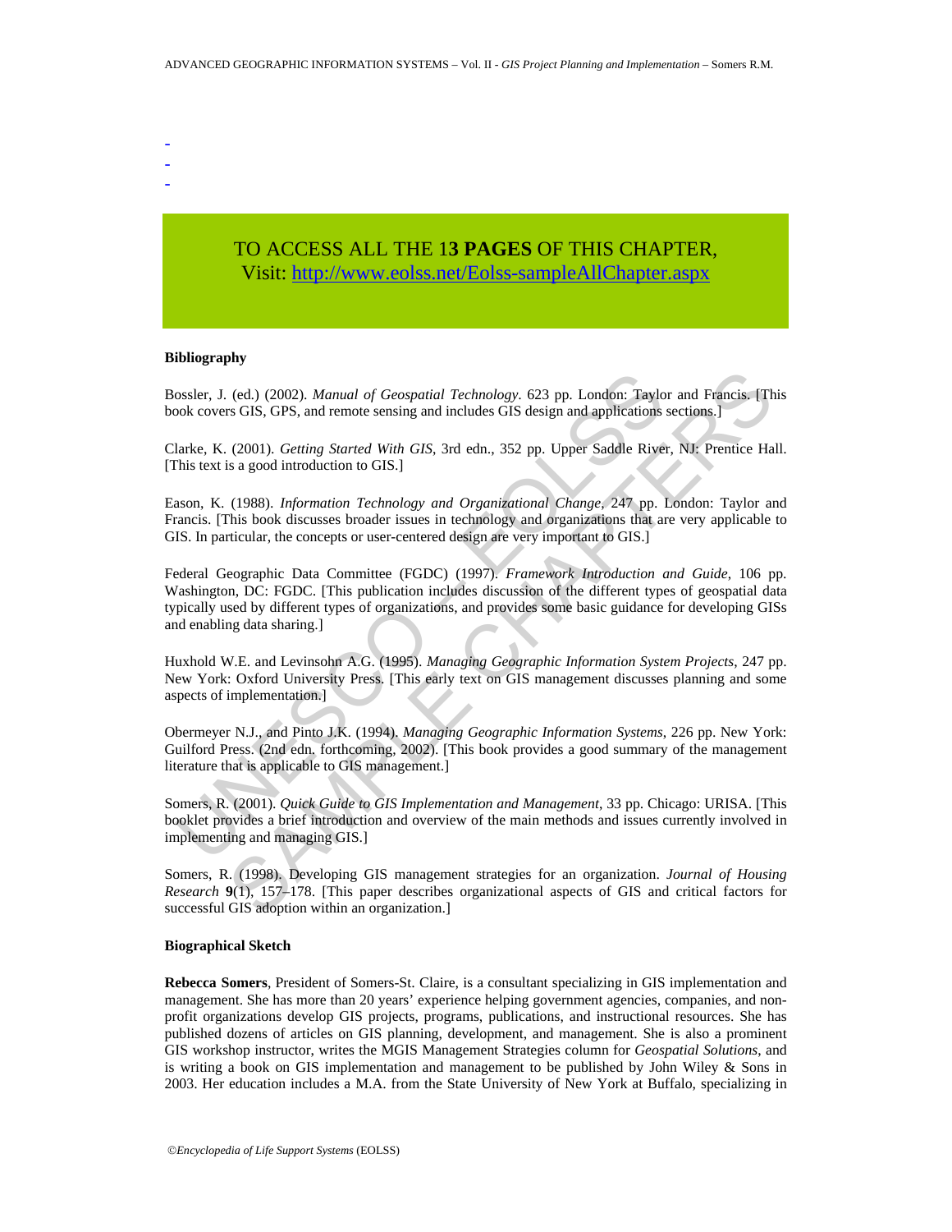-
-
-

TO ACCESS ALL THE 1**3 PAGES** OF THIS CHAPTER,
Visit: http://www.eolss.net/Eolss-sampleAllChapter.aspx

**Bibliography**

Bossler, J. (ed.) (2002). *Manual of Geospatial Technology*. 623 pp. London: Taylor and Francis. [This book covers GIS, GPS, and remote sensing and includes GIS design and applications sections.]

Clarke, K. (2001). *Getting Started With GIS*, 3rd edn., 352 pp. Upper Saddle River, NJ: Prentice Hall. [This text is a good introduction to GIS.]

Eason, K. (1988). *Information Technology and Organizational Change*, 247 pp. London: Taylor and Francis. [This book discusses broader issues in technology and organizations that are very applicable to GIS. In particular, the concepts or user-centered design are very important to GIS.]

Federal Geographic Data Committee (FGDC) (1997). *Framework Introduction and Guide*, 106 pp. Washington, DC: FGDC. [This publication includes discussion of the different types of geospatial data typically used by different types of organizations, and provides some basic guidance for developing GISs and enabling data sharing.]

Huxhold W.E. and Levinsohn A.G. (1995). *Managing Geographic Information System Projects*, 247 pp. New York: Oxford University Press. [This early text on GIS management discusses planning and some aspects of implementation.]

Obermeyer N.J., and Pinto J.K. (1994). *Managing Geographic Information Systems*, 226 pp. New York: Guilford Press. (2nd edn. forthcoming, 2002). [This book provides a good summary of the management literature that is applicable to GIS management.]

Somers, R. (2001). *Quick Guide to GIS Implementation and Management*, 33 pp. Chicago: URISA. [This booklet provides a brief introduction and overview of the main methods and issues currently involved in implementing and managing GIS.]

Somers, R. (1998). Developing GIS management strategies for an organization. *Journal of Housing Research* **9**(1), 157–178. [This paper describes organizational aspects of GIS and critical factors for successful GIS adoption within an organization.]

**Biographical Sketch**

**Rebecca Somers**, President of Somers-St. Claire, is a consultant specializing in GIS implementation and management. She has more than 20 years' experience helping government agencies, companies, and non-profit organizations develop GIS projects, programs, publications, and instructional resources. She has published dozens of articles on GIS planning, development, and management. She is also a prominent GIS workshop instructor, writes the MGIS Management Strategies column for *Geospatial Solutions*, and is writing a book on GIS implementation and management to be published by John Wiley & Sons in 2003. Her education includes a M.A. from the State University of New York at Buffalo, specializing in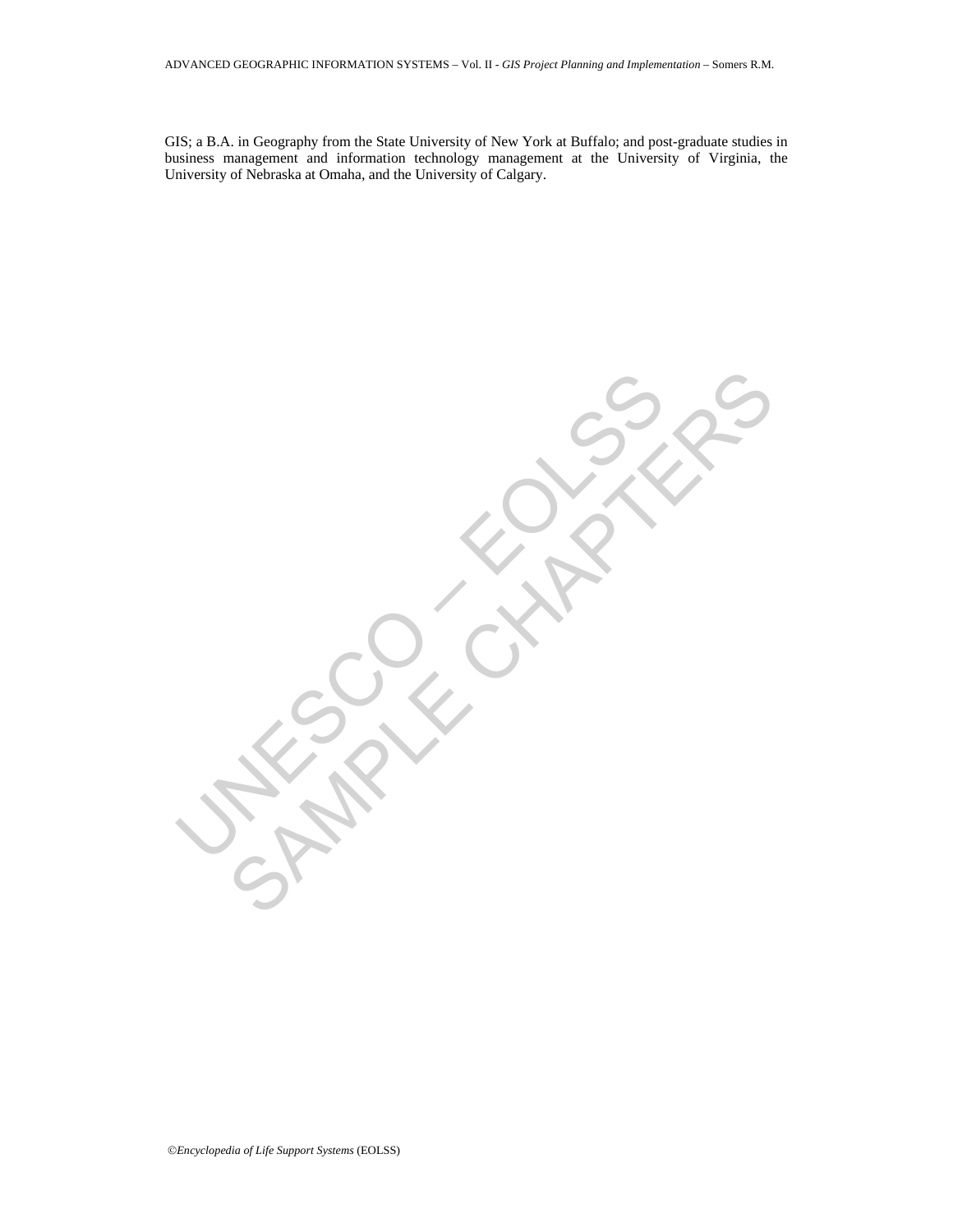GIS; a B.A. in Geography from the State University of New York at Buffalo; and post-graduate studies in business management and information technology management at the University of Virginia, the University of Nebraska at Omaha, and the University of Calgary.